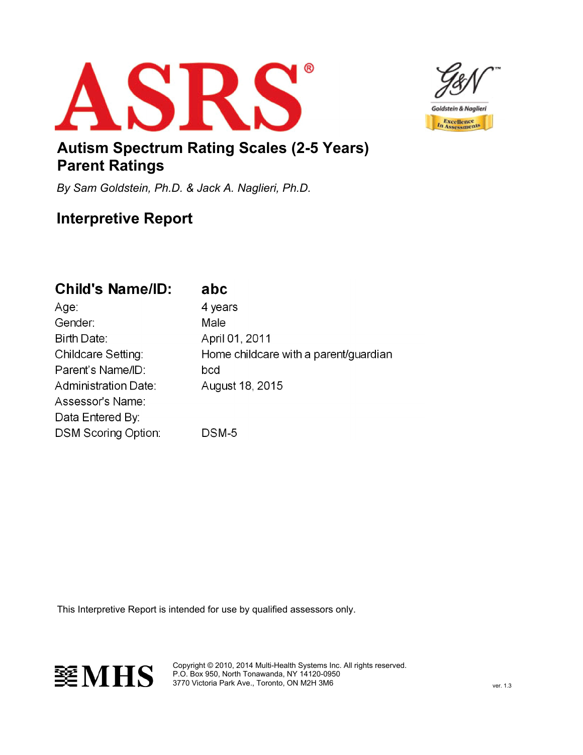# ASRS®

G&N™ Goldstein & Naglieri — Excellence In Assessments

## Autism Spectrum Rating Scales (2-5 Years)
## Parent Ratings

*By Sam Goldstein, Ph.D. & Jack A. Naglieri, Ph.D.*

## Interpretive Report

| | |
|---|---|
| **Child's Name/ID:** | **abc** |
| Age: | 4 years |
| Gender: | Male |
| Birth Date: | April 01, 2011 |
| Childcare Setting: | Home childcare with a parent/guardian |
| Parent's Name/ID: | bcd |
| Administration Date: | August 18, 2015 |
| Assessor's Name: | |
| Data Entered By: | |
| DSM Scoring Option: | DSM-5 |

This Interpretive Report is intended for use by qualified assessors only.

MHS

Copyright © 2010, 2014 Multi-Health Systems Inc. All rights reserved.
P.O. Box 950, North Tonawanda, NY 14120-0950
3770 Victoria Park Ave., Toronto, ON M2H 3M6

ver. 1.3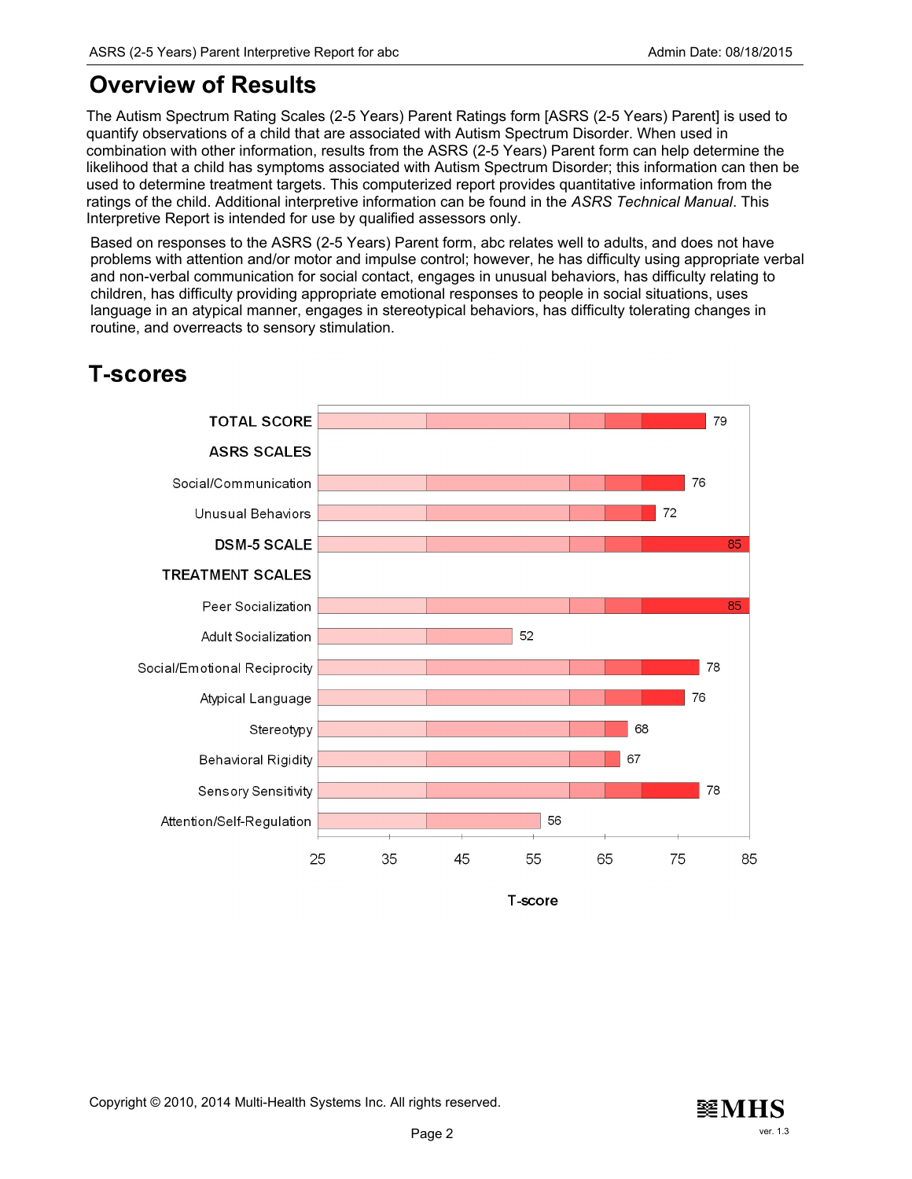# Overview of Results

The Autism Spectrum Rating Scales (2-5 Years) Parent Ratings form [ASRS (2-5 Years) Parent] is used to quantify observations of a child that are associated with Autism Spectrum Disorder. When used in combination with other information, results from the ASRS (2-5 Years) Parent form can help determine the likelihood that a child has symptoms associated with Autism Spectrum Disorder; this information can then be used to determine treatment targets. This computerized report provides quantitative information from the ratings of the child. Additional interpretive information can be found in the *ASRS Technical Manual*. This Interpretive Report is intended for use by qualified assessors only.

Based on responses to the ASRS (2-5 Years) Parent form, abc relates well to adults, and does not have problems with attention and/or motor and impulse control; however, he has difficulty using appropriate verbal and non-verbal communication for social contact, engages in unusual behaviors, has difficulty relating to children, has difficulty providing appropriate emotional responses to people in social situations, uses language in an atypical manner, engages in stereotypical behaviors, has difficulty tolerating changes in routine, and overreacts to sensory stimulation.

# T-scores

| Scale | T-score |
|---|---|
| **TOTAL SCORE** | 79 |
| **ASRS SCALES** | |
| Social/Communication | 76 |
| Unusual Behaviors | 72 |
| **DSM-5 SCALE** | 85 |
| **TREATMENT SCALES** | |
| Peer Socialization | 85 |
| Adult Socialization | 52 |
| Social/Emotional Reciprocity | 78 |
| Atypical Language | 76 |
| Stereotypy | 68 |
| Behavioral Rigidity | 67 |
| Sensory Sensitivity | 78 |
| Attention/Self-Regulation | 56 |

T-score (axis: 25, 35, 45, 55, 65, 75, 85)

Copyright © 2010, 2014 Multi-Health Systems Inc. All rights reserved.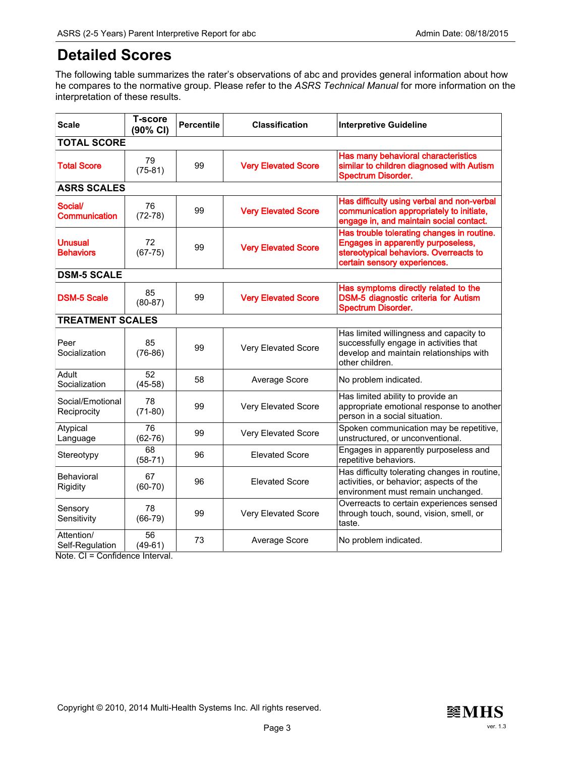# Detailed Scores

The following table summarizes the rater's observations of abc and provides general information about how he compares to the normative group. Please refer to the *ASRS Technical Manual* for more information on the interpretation of these results.

| Scale | T-score (90% CI) | Percentile | Classification | Interpretive Guideline |
|---|---|---|---|---|
| **TOTAL SCORE** | | | | |
| Total Score | 79 (75-81) | 99 | Very Elevated Score | Has many behavioral characteristics similar to children diagnosed with Autism Spectrum Disorder. |
| **ASRS SCALES** | | | | |
| Social/ Communication | 76 (72-78) | 99 | Very Elevated Score | Has difficulty using verbal and non-verbal communication appropriately to initiate, engage in, and maintain social contact. |
| Unusual Behaviors | 72 (67-75) | 99 | Very Elevated Score | Has trouble tolerating changes in routine. Engages in apparently purposeless, stereotypical behaviors. Overreacts to certain sensory experiences. |
| **DSM-5 SCALE** | | | | |
| DSM-5 Scale | 85 (80-87) | 99 | Very Elevated Score | Has symptoms directly related to the DSM-5 diagnostic criteria for Autism Spectrum Disorder. |
| **TREATMENT SCALES** | | | | |
| Peer Socialization | 85 (76-86) | 99 | Very Elevated Score | Has limited willingness and capacity to successfully engage in activities that develop and maintain relationships with other children. |
| Adult Socialization | 52 (45-58) | 58 | Average Score | No problem indicated. |
| Social/Emotional Reciprocity | 78 (71-80) | 99 | Very Elevated Score | Has limited ability to provide an appropriate emotional response to another person in a social situation. |
| Atypical Language | 76 (62-76) | 99 | Very Elevated Score | Spoken communication may be repetitive, unstructured, or unconventional. |
| Stereotypy | 68 (58-71) | 96 | Elevated Score | Engages in apparently purposeless and repetitive behaviors. |
| Behavioral Rigidity | 67 (60-70) | 96 | Elevated Score | Has difficulty tolerating changes in routine, activities, or behavior; aspects of the environment must remain unchanged. |
| Sensory Sensitivity | 78 (66-79) | 99 | Very Elevated Score | Overreacts to certain experiences sensed through touch, sound, vision, smell, or taste. |
| Attention/ Self-Regulation | 56 (49-61) | 73 | Average Score | No problem indicated. |

Note. CI = Confidence Interval.

Copyright © 2010, 2014 Multi-Health Systems Inc. All rights reserved.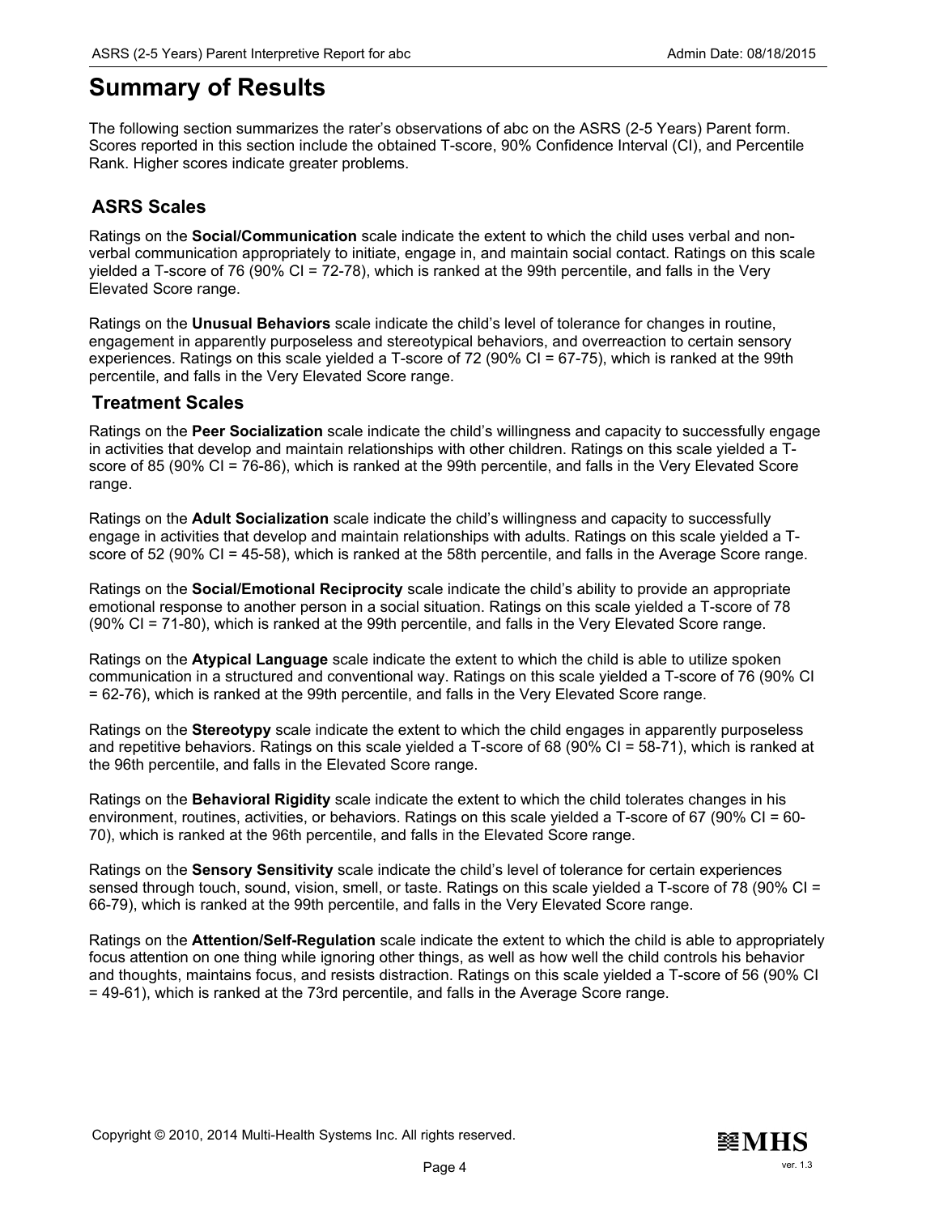# Summary of Results

The following section summarizes the rater's observations of abc on the ASRS (2-5 Years) Parent form. Scores reported in this section include the obtained T-score, 90% Confidence Interval (CI), and Percentile Rank. Higher scores indicate greater problems.

## ASRS Scales

Ratings on the **Social/Communication** scale indicate the extent to which the child uses verbal and non-verbal communication appropriately to initiate, engage in, and maintain social contact. Ratings on this scale yielded a T-score of 76 (90% CI = 72-78), which is ranked at the 99th percentile, and falls in the Very Elevated Score range.

Ratings on the **Unusual Behaviors** scale indicate the child's level of tolerance for changes in routine, engagement in apparently purposeless and stereotypical behaviors, and overreaction to certain sensory experiences. Ratings on this scale yielded a T-score of 72 (90% CI = 67-75), which is ranked at the 99th percentile, and falls in the Very Elevated Score range.

## Treatment Scales

Ratings on the **Peer Socialization** scale indicate the child's willingness and capacity to successfully engage in activities that develop and maintain relationships with other children. Ratings on this scale yielded a T-score of 85 (90% CI = 76-86), which is ranked at the 99th percentile, and falls in the Very Elevated Score range.

Ratings on the **Adult Socialization** scale indicate the child's willingness and capacity to successfully engage in activities that develop and maintain relationships with adults. Ratings on this scale yielded a T-score of 52 (90% CI = 45-58), which is ranked at the 58th percentile, and falls in the Average Score range.

Ratings on the **Social/Emotional Reciprocity** scale indicate the child's ability to provide an appropriate emotional response to another person in a social situation. Ratings on this scale yielded a T-score of 78 (90% CI = 71-80), which is ranked at the 99th percentile, and falls in the Very Elevated Score range.

Ratings on the **Atypical Language** scale indicate the extent to which the child is able to utilize spoken communication in a structured and conventional way. Ratings on this scale yielded a T-score of 76 (90% CI = 62-76), which is ranked at the 99th percentile, and falls in the Very Elevated Score range.

Ratings on the **Stereotypy** scale indicate the extent to which the child engages in apparently purposeless and repetitive behaviors. Ratings on this scale yielded a T-score of 68 (90% CI = 58-71), which is ranked at the 96th percentile, and falls in the Elevated Score range.

Ratings on the **Behavioral Rigidity** scale indicate the extent to which the child tolerates changes in his environment, routines, activities, or behaviors. Ratings on this scale yielded a T-score of 67 (90% CI = 60-70), which is ranked at the 96th percentile, and falls in the Elevated Score range.

Ratings on the **Sensory Sensitivity** scale indicate the child's level of tolerance for certain experiences sensed through touch, sound, vision, smell, or taste. Ratings on this scale yielded a T-score of 78 (90% CI = 66-79), which is ranked at the 99th percentile, and falls in the Very Elevated Score range.

Ratings on the **Attention/Self-Regulation** scale indicate the extent to which the child is able to appropriately focus attention on one thing while ignoring other things, as well as how well the child controls his behavior and thoughts, maintains focus, and resists distraction. Ratings on this scale yielded a T-score of 56 (90% CI = 49-61), which is ranked at the 73rd percentile, and falls in the Average Score range.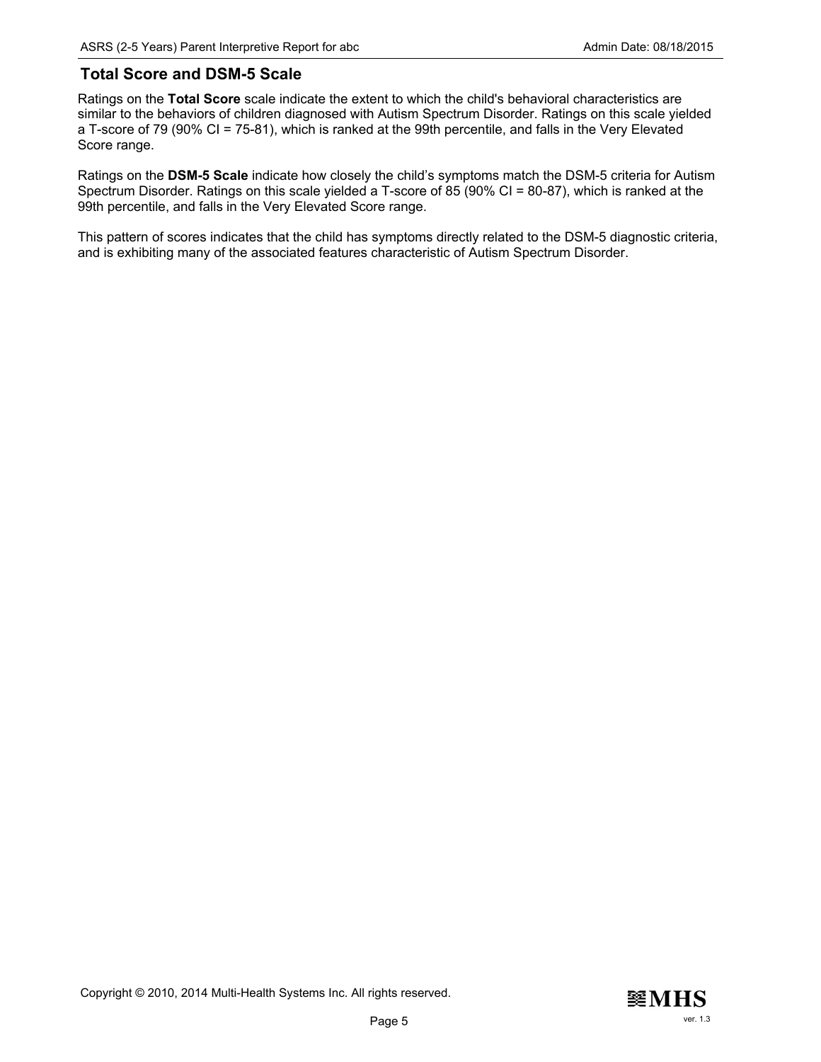## Total Score and DSM-5 Scale

Ratings on the **Total Score** scale indicate the extent to which the child's behavioral characteristics are similar to the behaviors of children diagnosed with Autism Spectrum Disorder. Ratings on this scale yielded a T-score of 79 (90% CI = 75-81), which is ranked at the 99th percentile, and falls in the Very Elevated Score range.

Ratings on the **DSM-5 Scale** indicate how closely the child's symptoms match the DSM-5 criteria for Autism Spectrum Disorder. Ratings on this scale yielded a T-score of 85 (90% CI = 80-87), which is ranked at the 99th percentile, and falls in the Very Elevated Score range.

This pattern of scores indicates that the child has symptoms directly related to the DSM-5 diagnostic criteria, and is exhibiting many of the associated features characteristic of Autism Spectrum Disorder.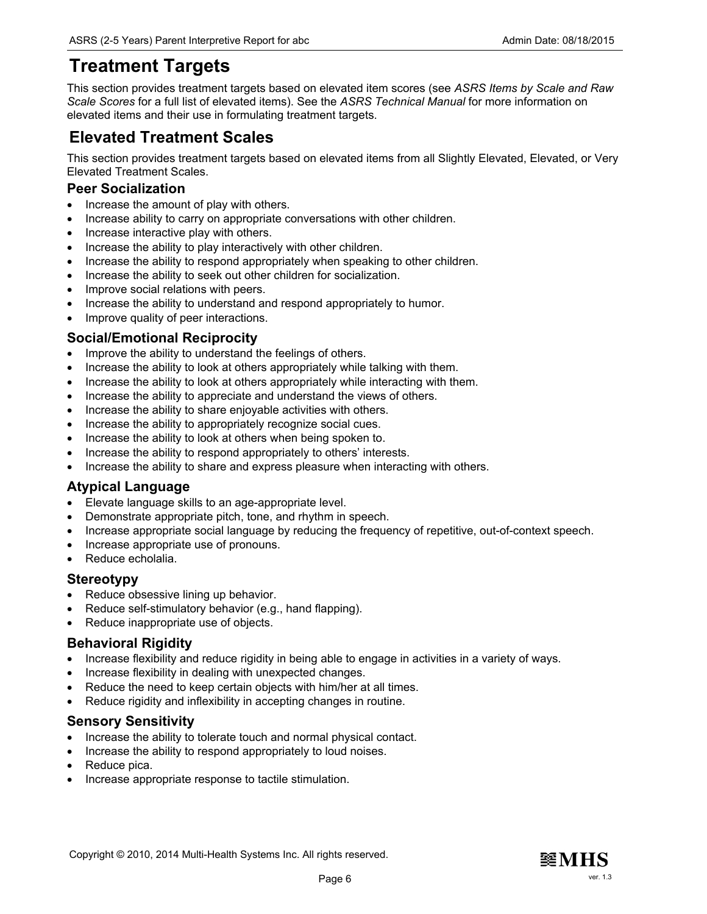# Treatment Targets

This section provides treatment targets based on elevated item scores (see *ASRS Items by Scale and Raw Scale Scores* for a full list of elevated items). See the *ASRS Technical Manual* for more information on elevated items and their use in formulating treatment targets.

## Elevated Treatment Scales

This section provides treatment targets based on elevated items from all Slightly Elevated, Elevated, or Very Elevated Treatment Scales.

### Peer Socialization

- Increase the amount of play with others.
- Increase ability to carry on appropriate conversations with other children.
- Increase interactive play with others.
- Increase the ability to play interactively with other children.
- Increase the ability to respond appropriately when speaking to other children.
- Increase the ability to seek out other children for socialization.
- Improve social relations with peers.
- Increase the ability to understand and respond appropriately to humor.
- Improve quality of peer interactions.

### Social/Emotional Reciprocity

- Improve the ability to understand the feelings of others.
- Increase the ability to look at others appropriately while talking with them.
- Increase the ability to look at others appropriately while interacting with them.
- Increase the ability to appreciate and understand the views of others.
- Increase the ability to share enjoyable activities with others.
- Increase the ability to appropriately recognize social cues.
- Increase the ability to look at others when being spoken to.
- Increase the ability to respond appropriately to others' interests.
- Increase the ability to share and express pleasure when interacting with others.

### Atypical Language

- Elevate language skills to an age-appropriate level.
- Demonstrate appropriate pitch, tone, and rhythm in speech.
- Increase appropriate social language by reducing the frequency of repetitive, out-of-context speech.
- Increase appropriate use of pronouns.
- Reduce echolalia.

### Stereotypy

- Reduce obsessive lining up behavior.
- Reduce self-stimulatory behavior (e.g., hand flapping).
- Reduce inappropriate use of objects.

### Behavioral Rigidity

- Increase flexibility and reduce rigidity in being able to engage in activities in a variety of ways.
- Increase flexibility in dealing with unexpected changes.
- Reduce the need to keep certain objects with him/her at all times.
- Reduce rigidity and inflexibility in accepting changes in routine.

### Sensory Sensitivity

- Increase the ability to tolerate touch and normal physical contact.
- Increase the ability to respond appropriately to loud noises.
- Reduce pica.
- Increase appropriate response to tactile stimulation.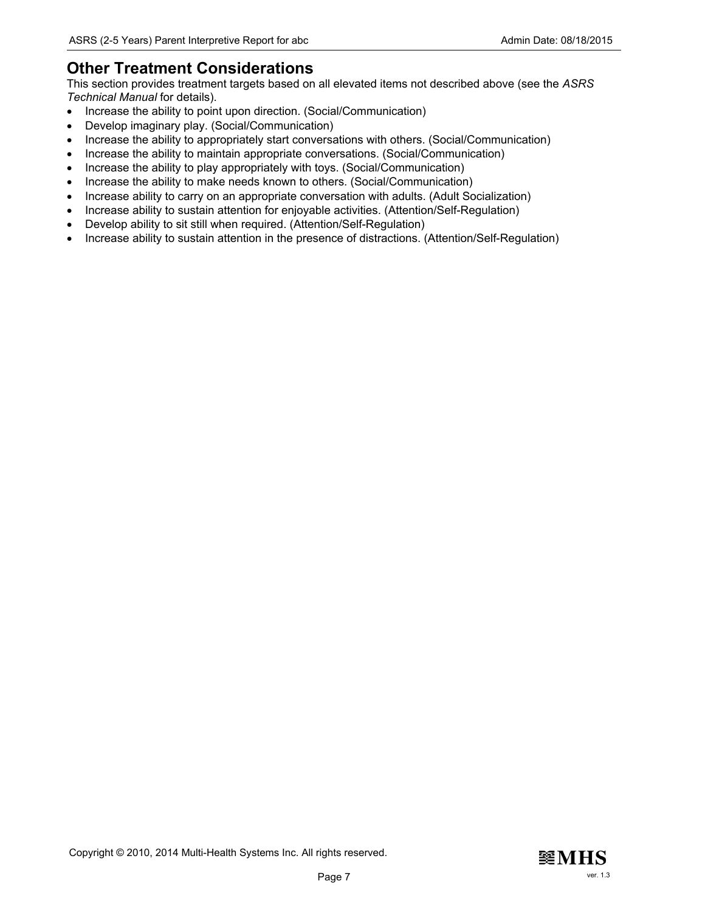## Other Treatment Considerations

This section provides treatment targets based on all elevated items not described above (see the *ASRS Technical Manual* for details).

- Increase the ability to point upon direction. (Social/Communication)
- Develop imaginary play. (Social/Communication)
- Increase the ability to appropriately start conversations with others. (Social/Communication)
- Increase the ability to maintain appropriate conversations. (Social/Communication)
- Increase the ability to play appropriately with toys. (Social/Communication)
- Increase the ability to make needs known to others. (Social/Communication)
- Increase ability to carry on an appropriate conversation with adults. (Adult Socialization)
- Increase ability to sustain attention for enjoyable activities. (Attention/Self-Regulation)
- Develop ability to sit still when required. (Attention/Self-Regulation)
- Increase ability to sustain attention in the presence of distractions. (Attention/Self-Regulation)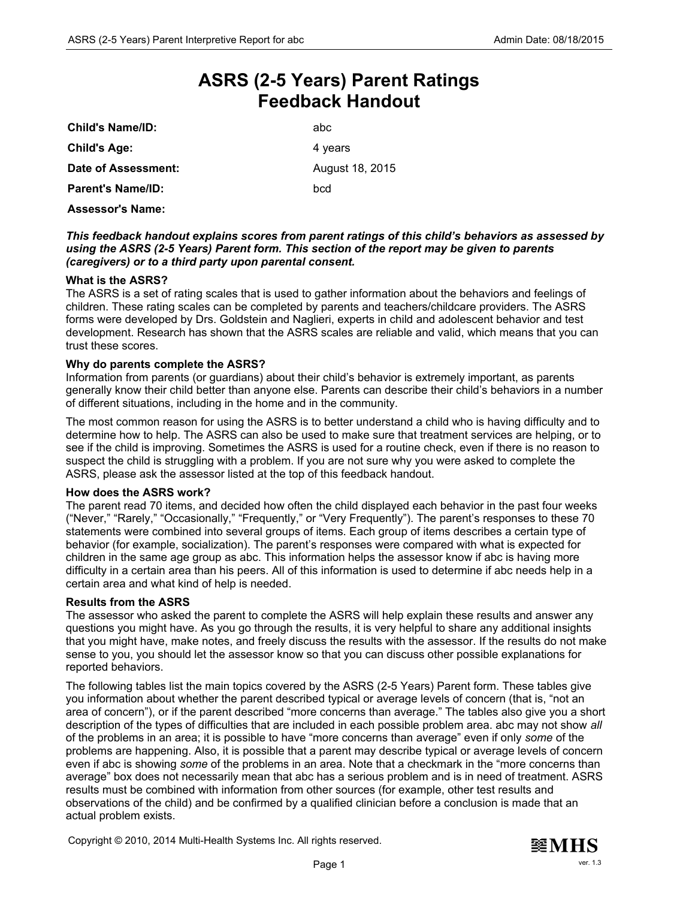# ASRS (2-5 Years) Parent Ratings Feedback Handout

| | |
|---|---|
| **Child's Name/ID:** | abc |
| **Child's Age:** | 4 years |
| **Date of Assessment:** | August 18, 2015 |
| **Parent's Name/ID:** | bcd |
| **Assessor's Name:** | |

***This feedback handout explains scores from parent ratings of this child's behaviors as assessed by using the ASRS (2-5 Years) Parent form. This section of the report may be given to parents (caregivers) or to a third party upon parental consent.***

**What is the ASRS?**

The ASRS is a set of rating scales that is used to gather information about the behaviors and feelings of children. These rating scales can be completed by parents and teachers/childcare providers. The ASRS forms were developed by Drs. Goldstein and Naglieri, experts in child and adolescent behavior and test development. Research has shown that the ASRS scales are reliable and valid, which means that you can trust these scores.

**Why do parents complete the ASRS?**

Information from parents (or guardians) about their child's behavior is extremely important, as parents generally know their child better than anyone else. Parents can describe their child's behaviors in a number of different situations, including in the home and in the community.

The most common reason for using the ASRS is to better understand a child who is having difficulty and to determine how to help. The ASRS can also be used to make sure that treatment services are helping, or to see if the child is improving. Sometimes the ASRS is used for a routine check, even if there is no reason to suspect the child is struggling with a problem. If you are not sure why you were asked to complete the ASRS, please ask the assessor listed at the top of this feedback handout.

**How does the ASRS work?**

The parent read 70 items, and decided how often the child displayed each behavior in the past four weeks ("Never," "Rarely," "Occasionally," "Frequently," or "Very Frequently"). The parent's responses to these 70 statements were combined into several groups of items. Each group of items describes a certain type of behavior (for example, socialization). The parent's responses were compared with what is expected for children in the same age group as abc. This information helps the assessor know if abc is having more difficulty in a certain area than his peers. All of this information is used to determine if abc needs help in a certain area and what kind of help is needed.

**Results from the ASRS**

The assessor who asked the parent to complete the ASRS will help explain these results and answer any questions you might have. As you go through the results, it is very helpful to share any additional insights that you might have, make notes, and freely discuss the results with the assessor. If the results do not make sense to you, you should let the assessor know so that you can discuss other possible explanations for reported behaviors.

The following tables list the main topics covered by the ASRS (2-5 Years) Parent form. These tables give you information about whether the parent described typical or average levels of concern (that is, "not an area of concern"), or if the parent described "more concerns than average." The tables also give you a short description of the types of difficulties that are included in each possible problem area. abc may not show *all* of the problems in an area; it is possible to have "more concerns than average" even if only *some* of the problems are happening. Also, it is possible that a parent may describe typical or average levels of concern even if abc is showing *some* of the problems in an area. Note that a checkmark in the "more concerns than average" box does not necessarily mean that abc has a serious problem and is in need of treatment. ASRS results must be combined with information from other sources (for example, other test results and observations of the child) and be confirmed by a qualified clinician before a conclusion is made that an actual problem exists.

Copyright © 2010, 2014 Multi-Health Systems Inc. All rights reserved.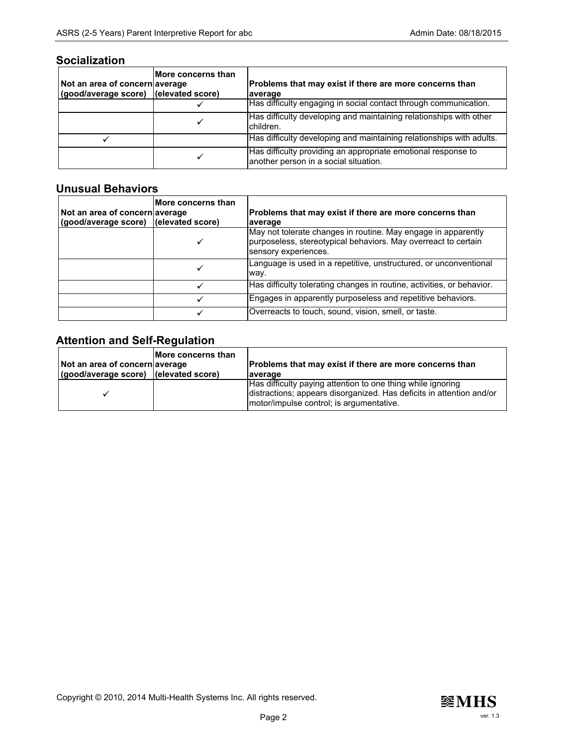## Socialization

| Not an area of concern (good/average score) | More concerns than average (elevated score) | Problems that may exist if there are more concerns than average |
|---|---|---|
| | ✓ | Has difficulty engaging in social contact through communication. |
| | ✓ | Has difficulty developing and maintaining relationships with other children. |
| ✓ | | Has difficulty developing and maintaining relationships with adults. |
| | ✓ | Has difficulty providing an appropriate emotional response to another person in a social situation. |

## Unusual Behaviors

| Not an area of concern (good/average score) | More concerns than average (elevated score) | Problems that may exist if there are more concerns than average |
|---|---|---|
| | ✓ | May not tolerate changes in routine. May engage in apparently purposeless, stereotypical behaviors. May overreact to certain sensory experiences. |
| | ✓ | Language is used in a repetitive, unstructured, or unconventional way. |
| | ✓ | Has difficulty tolerating changes in routine, activities, or behavior. |
| | ✓ | Engages in apparently purposeless and repetitive behaviors. |
| | ✓ | Overreacts to touch, sound, vision, smell, or taste. |

## Attention and Self-Regulation

| Not an area of concern (good/average score) | More concerns than average (elevated score) | Problems that may exist if there are more concerns than average |
|---|---|---|
| ✓ | | Has difficulty paying attention to one thing while ignoring distractions; appears disorganized. Has deficits in attention and/or motor/impulse control; is argumentative. |

Copyright © 2010, 2014 Multi-Health Systems Inc. All rights reserved.